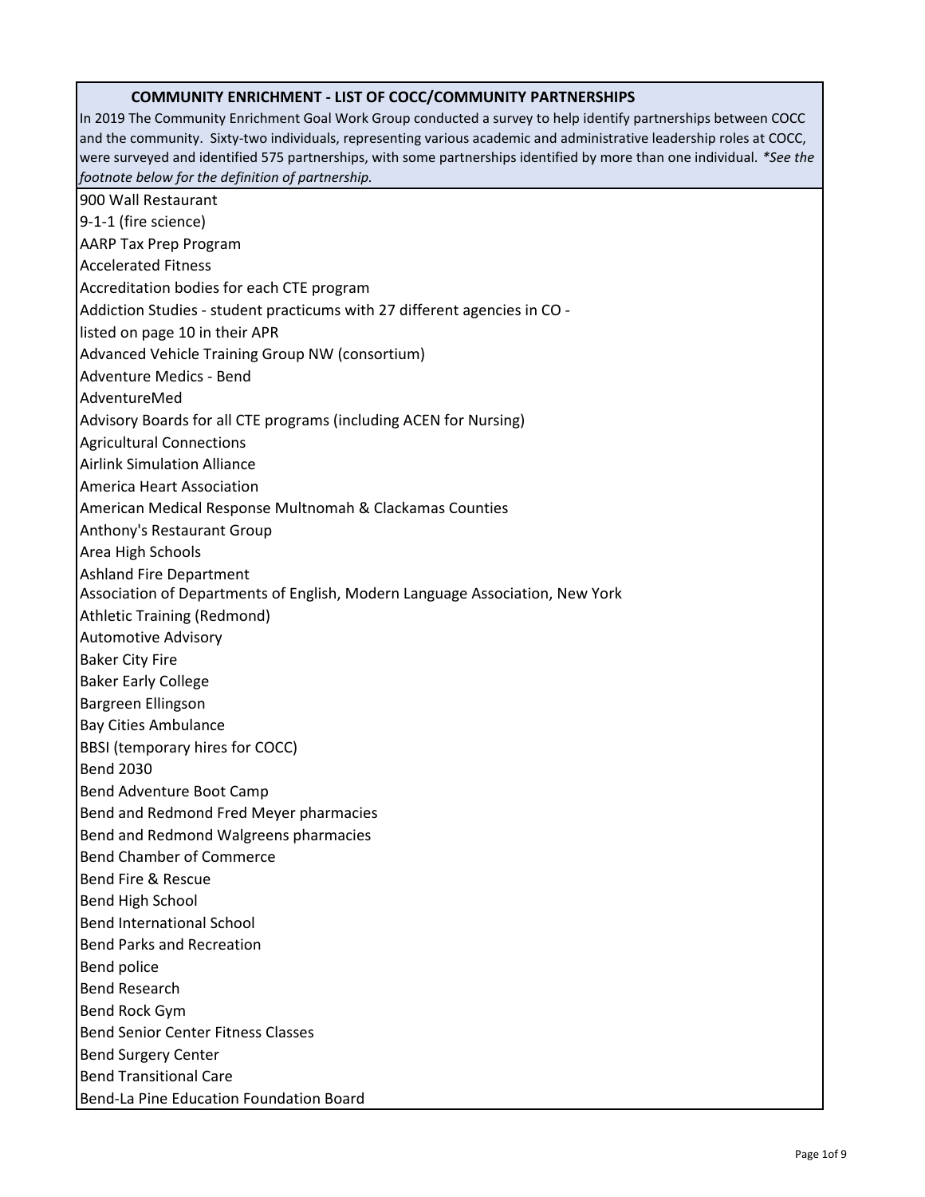## COMMUNITY ENRICHMENT - LIST OF COCC/COMMUNITY PARTNERSHIPS

In 2019 The Community Enrichment Goal Work Group conducted a survey to help identify partnerships between COCC and the community. Sixty-two individuals, representing various academic and administrative leadership roles at COCC, were surveyed and identified 575 partnerships, with some partnerships identified by more than one individual. *\*See the footnote below for the definition of partnership.*

900 Wall Restaurant
9-1-1 (fire science)
AARP Tax Prep Program
Accelerated Fitness
Accreditation bodies for each CTE program
Addiction Studies - student practicums with 27 different agencies in CO -
listed on page 10 in their APR
Advanced Vehicle Training Group NW (consortium)
Adventure Medics - Bend
AdventureMed
Advisory Boards for all CTE programs (including ACEN for Nursing)
Agricultural Connections
Airlink Simulation Alliance
America Heart Association
American Medical Response Multnomah & Clackamas Counties
Anthony's Restaurant Group
Area High Schools
Ashland Fire Department
Association of Departments of English, Modern Language Association, New York
Athletic Training (Redmond)
Automotive Advisory
Baker City Fire
Baker Early College
Bargreen Ellingson
Bay Cities Ambulance
BBSI (temporary hires for COCC)
Bend 2030
Bend Adventure Boot Camp
Bend and Redmond Fred Meyer pharmacies
Bend and Redmond Walgreens pharmacies
Bend Chamber of Commerce
Bend Fire & Rescue
Bend High School
Bend International School
Bend Parks and Recreation
Bend police
Bend Research
Bend Rock Gym
Bend Senior Center Fitness Classes
Bend Surgery Center
Bend Transitional Care
Bend-La Pine Education Foundation Board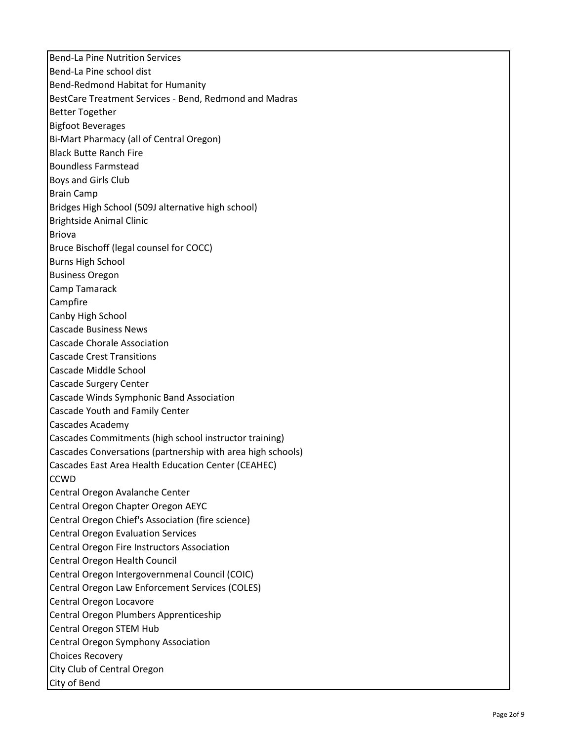Bend-La Pine Nutrition Services
Bend-La Pine school dist
Bend-Redmond Habitat for Humanity
BestCare Treatment Services - Bend, Redmond and Madras
Better Together
Bigfoot Beverages
Bi-Mart Pharmacy (all of Central Oregon)
Black Butte Ranch Fire
Boundless Farmstead
Boys and Girls Club
Brain Camp
Bridges High School (509J alternative high school)
Brightside Animal Clinic
Briova
Bruce Bischoff (legal counsel for COCC)
Burns High School
Business Oregon
Camp Tamarack
Campfire
Canby High School
Cascade Business News
Cascade Chorale Association
Cascade Crest Transitions
Cascade Middle School
Cascade Surgery Center
Cascade Winds Symphonic Band Association
Cascade Youth and Family Center
Cascades Academy
Cascades Commitments (high school instructor training)
Cascades Conversations (partnership with area high schools)
Cascades East Area Health Education Center (CEAHEC)
CCWD
Central Oregon Avalanche Center
Central Oregon Chapter Oregon AEYC
Central Oregon Chief's Association (fire science)
Central Oregon Evaluation Services
Central Oregon Fire Instructors Association
Central Oregon Health Council
Central Oregon Intergovernmenal Council (COIC)
Central Oregon Law Enforcement Services (COLES)
Central Oregon Locavore
Central Oregon Plumbers Apprenticeship
Central Oregon STEM Hub
Central Oregon Symphony Association
Choices Recovery
City Club of Central Oregon
City of Bend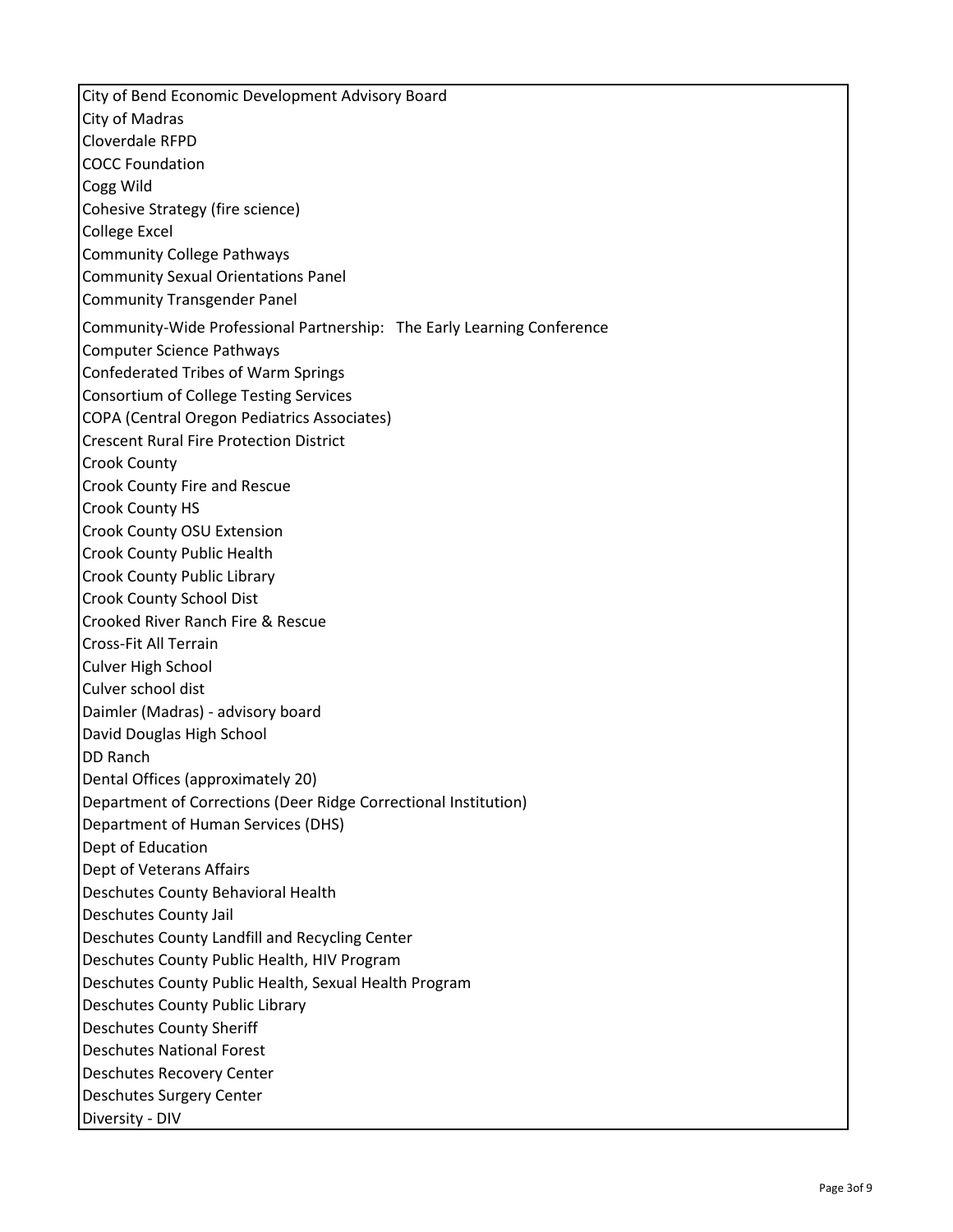City of Bend Economic Development Advisory Board
City of Madras
Cloverdale RFPD
COCC Foundation
Cogg Wild
Cohesive Strategy (fire science)
College Excel
Community College Pathways
Community Sexual Orientations Panel
Community Transgender Panel
Community-Wide Professional Partnership: The Early Learning Conference
Computer Science Pathways
Confederated Tribes of Warm Springs
Consortium of College Testing Services
COPA (Central Oregon Pediatrics Associates)
Crescent Rural Fire Protection District
Crook County
Crook County Fire and Rescue
Crook County HS
Crook County OSU Extension
Crook County Public Health
Crook County Public Library
Crook County School Dist
Crooked River Ranch Fire & Rescue
Cross-Fit All Terrain
Culver High School
Culver school dist
Daimler (Madras) - advisory board
David Douglas High School
DD Ranch
Dental Offices (approximately 20)
Department of Corrections (Deer Ridge Correctional Institution)
Department of Human Services (DHS)
Dept of Education
Dept of Veterans Affairs
Deschutes County Behavioral Health
Deschutes County Jail
Deschutes County Landfill and Recycling Center
Deschutes County Public Health, HIV Program
Deschutes County Public Health, Sexual Health Program
Deschutes County Public Library
Deschutes County Sheriff
Deschutes National Forest
Deschutes Recovery Center
Deschutes Surgery Center
Diversity - DIV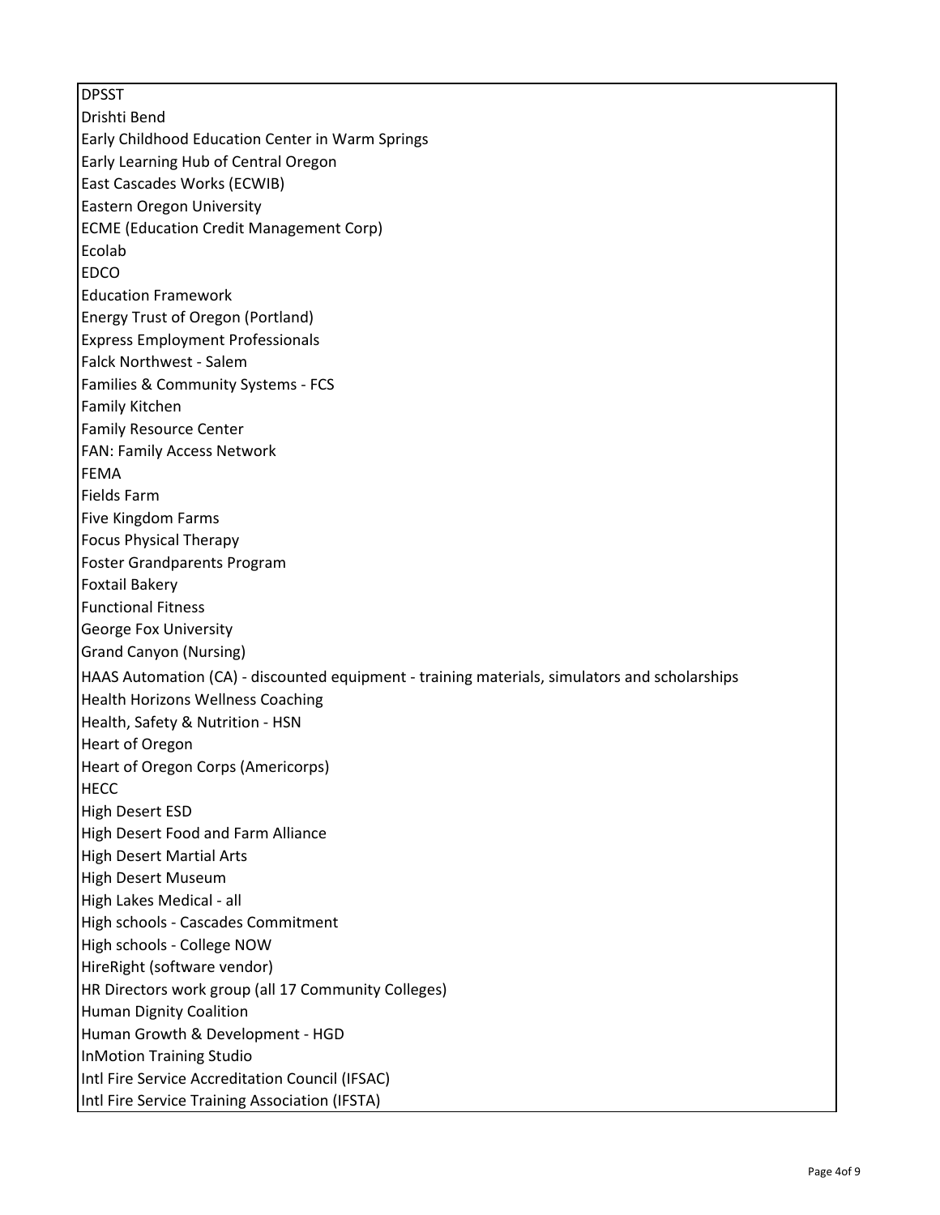DPSST
Drishti Bend
Early Childhood Education Center in Warm Springs
Early Learning Hub of Central Oregon
East Cascades Works (ECWIB)
Eastern Oregon University
ECME (Education Credit Management Corp)
Ecolab
EDCO
Education Framework
Energy Trust of Oregon (Portland)
Express Employment Professionals
Falck Northwest - Salem
Families & Community Systems - FCS
Family Kitchen
Family Resource Center
FAN: Family Access Network
FEMA
Fields Farm
Five Kingdom Farms
Focus Physical Therapy
Foster Grandparents Program
Foxtail Bakery
Functional Fitness
George Fox University
Grand Canyon (Nursing)
HAAS Automation (CA) - discounted equipment - training materials, simulators and scholarships
Health Horizons Wellness Coaching
Health, Safety & Nutrition - HSN
Heart of Oregon
Heart of Oregon Corps (Americorps)
HECC
High Desert ESD
High Desert Food and Farm Alliance
High Desert Martial Arts
High Desert Museum
High Lakes Medical - all
High schools - Cascades Commitment
High schools - College NOW
HireRight (software vendor)
HR Directors work group (all 17 Community Colleges)
Human Dignity Coalition
Human Growth & Development - HGD
InMotion Training Studio
Intl Fire Service Accreditation Council (IFSAC)
Intl Fire Service Training Association (IFSTA)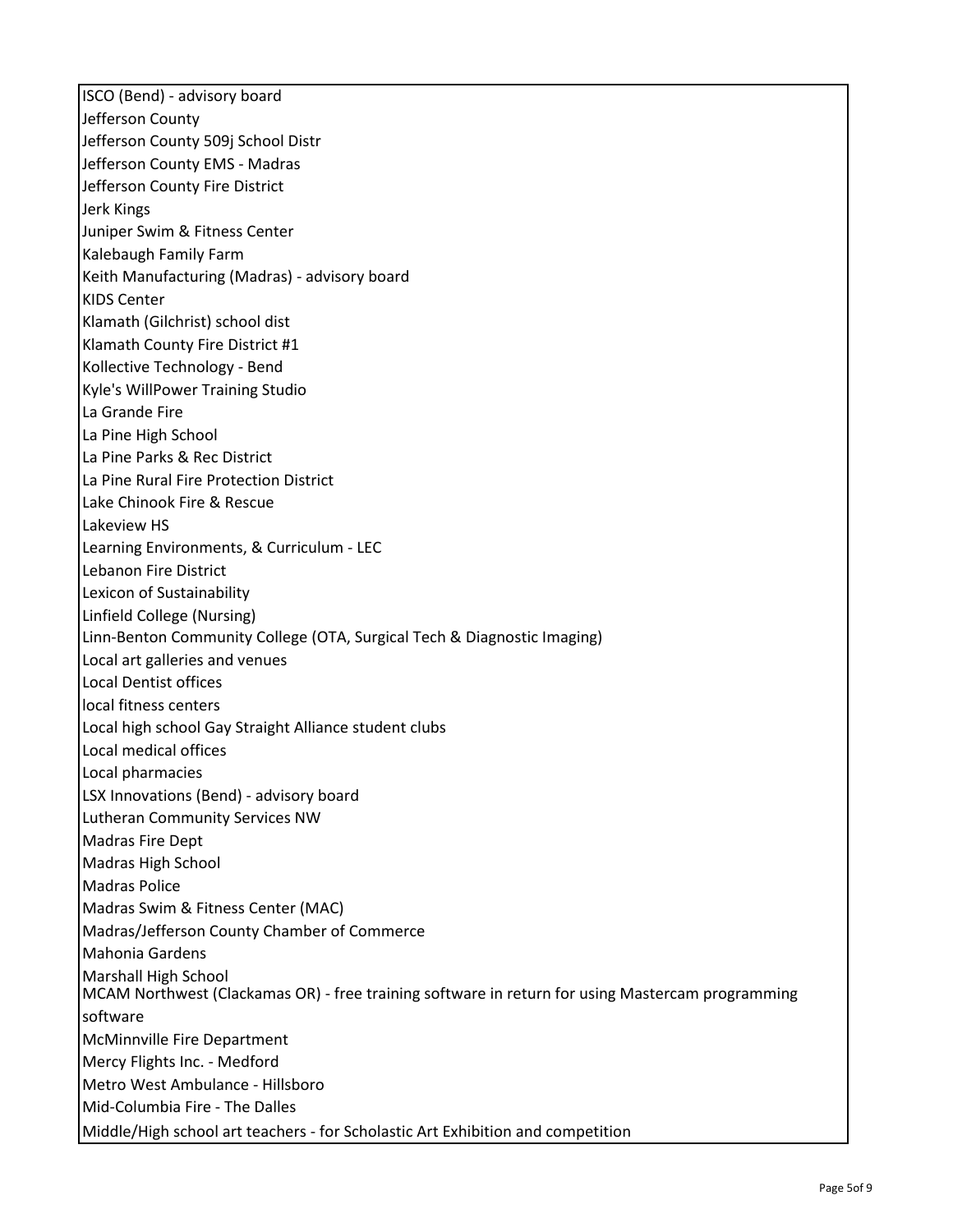| |
|---|
| ISCO (Bend) - advisory board |
| Jefferson County |
| Jefferson County 509j School Distr |
| Jefferson County EMS - Madras |
| Jefferson County Fire District |
| Jerk Kings |
| Juniper Swim & Fitness Center |
| Kalebaugh Family Farm |
| Keith Manufacturing (Madras) - advisory board |
| KIDS Center |
| Klamath (Gilchrist) school dist |
| Klamath County Fire District #1 |
| Kollective Technology - Bend |
| Kyle's WillPower Training Studio |
| La Grande Fire |
| La Pine High School |
| La Pine Parks & Rec District |
| La Pine Rural Fire Protection District |
| Lake Chinook Fire & Rescue |
| Lakeview HS |
| Learning Environments, & Curriculum - LEC |
| Lebanon Fire District |
| Lexicon of Sustainability |
| Linfield College (Nursing) |
| Linn-Benton Community College (OTA, Surgical Tech & Diagnostic Imaging) |
| Local art galleries and venues |
| Local Dentist offices |
| local fitness centers |
| Local high school Gay Straight Alliance student clubs |
| Local medical offices |
| Local pharmacies |
| LSX Innovations (Bend) - advisory board |
| Lutheran Community Services NW |
| Madras Fire Dept |
| Madras High School |
| Madras Police |
| Madras Swim & Fitness Center (MAC) |
| Madras/Jefferson County Chamber of Commerce |
| Mahonia Gardens |
| Marshall High School |
| MCAM Northwest (Clackamas OR) - free training software in return for using Mastercam programming software |
| McMinnville Fire Department |
| Mercy Flights Inc. - Medford |
| Metro West Ambulance - Hillsboro |
| Mid-Columbia Fire - The Dalles |
| Middle/High school art teachers - for Scholastic Art Exhibition and competition |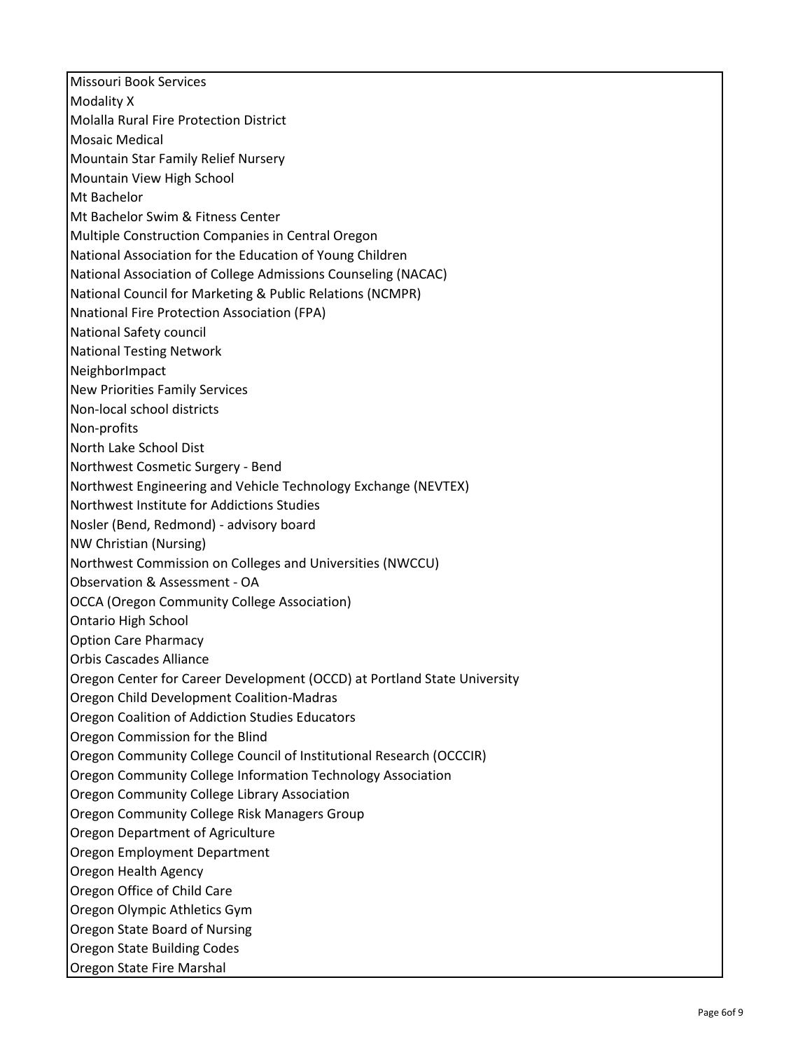| Missouri Book Services |
|---|
| Modality X |
| Molalla Rural Fire Protection District |
| Mosaic Medical |
| Mountain Star Family Relief Nursery |
| Mountain View High School |
| Mt Bachelor |
| Mt Bachelor Swim & Fitness Center |
| Multiple Construction Companies in Central Oregon |
| National Association for the Education of Young Children |
| National Association of College Admissions Counseling (NACAC) |
| National Council for Marketing & Public Relations (NCMPR) |
| Nnational Fire Protection Association (FPA) |
| National Safety council |
| National Testing Network |
| NeighborImpact |
| New Priorities Family Services |
| Non-local school districts |
| Non-profits |
| North Lake School Dist |
| Northwest Cosmetic Surgery - Bend |
| Northwest Engineering and Vehicle Technology Exchange (NEVTEX) |
| Northwest Institute for Addictions Studies |
| Nosler (Bend, Redmond) - advisory board |
| NW Christian (Nursing) |
| Northwest Commission on Colleges and Universities (NWCCU) |
| Observation & Assessment - OA |
| OCCA (Oregon Community College Association) |
| Ontario High School |
| Option Care Pharmacy |
| Orbis Cascades Alliance |
| Oregon Center for Career Development (OCCD) at Portland State University |
| Oregon Child Development Coalition-Madras |
| Oregon Coalition of Addiction Studies Educators |
| Oregon Commission for the Blind |
| Oregon Community College Council of Institutional Research (OCCCIR) |
| Oregon Community College Information Technology Association |
| Oregon Community College Library Association |
| Oregon Community College Risk Managers Group |
| Oregon Department of Agriculture |
| Oregon Employment Department |
| Oregon Health Agency |
| Oregon Office of Child Care |
| Oregon Olympic Athletics Gym |
| Oregon State Board of Nursing |
| Oregon State Building Codes |
| Oregon State Fire Marshal |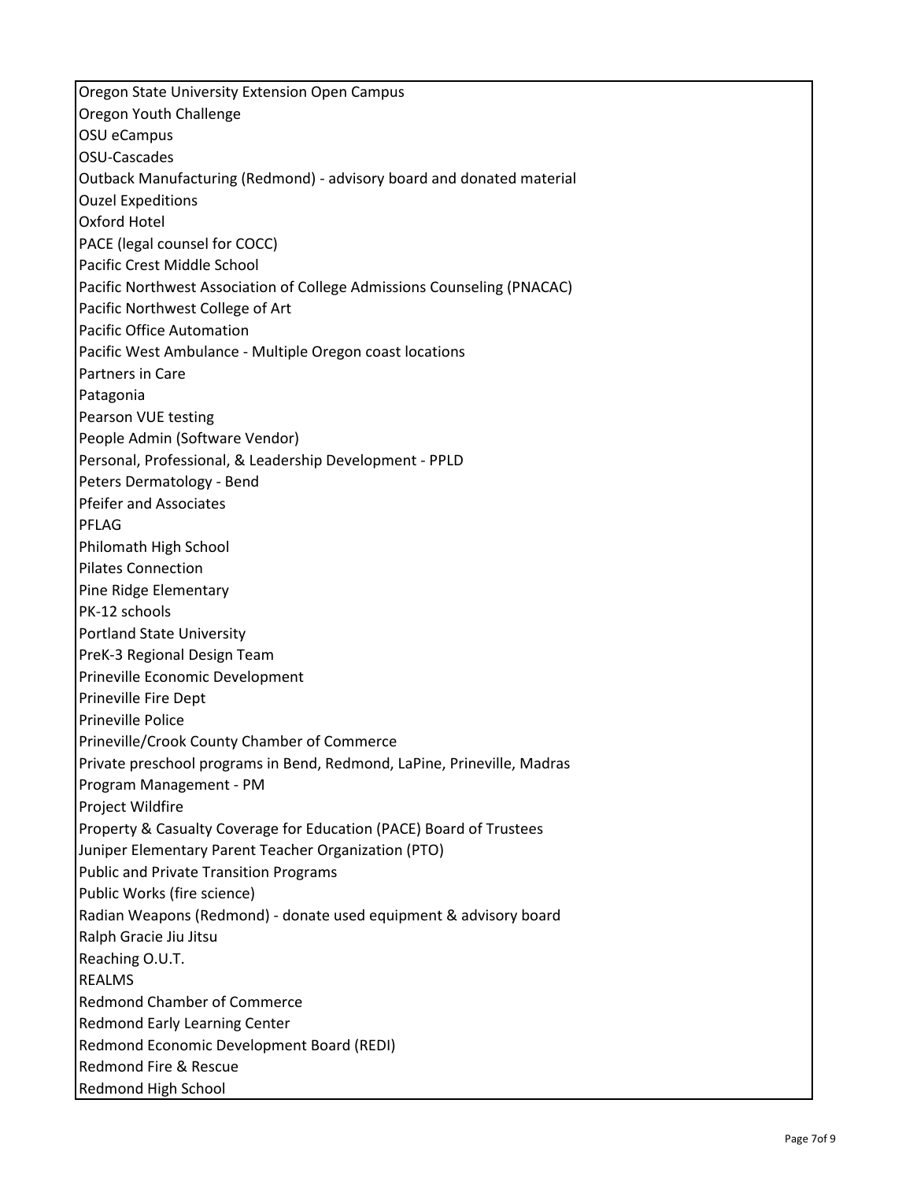Oregon State University Extension Open Campus
Oregon Youth Challenge
OSU eCampus
OSU-Cascades
Outback Manufacturing (Redmond) - advisory board and donated material
Ouzel Expeditions
Oxford Hotel
PACE (legal counsel for COCC)
Pacific Crest Middle School
Pacific Northwest Association of College Admissions Counseling (PNACAC)
Pacific Northwest College of Art
Pacific Office Automation
Pacific West Ambulance - Multiple Oregon coast locations
Partners in Care
Patagonia
Pearson VUE testing
People Admin (Software Vendor)
Personal, Professional, & Leadership Development - PPLD
Peters Dermatology - Bend
Pfeifer and Associates
PFLAG
Philomath High School
Pilates Connection
Pine Ridge Elementary
PK-12 schools
Portland State University
PreK-3 Regional Design Team
Prineville Economic Development
Prineville Fire Dept
Prineville Police
Prineville/Crook County Chamber of Commerce
Private preschool programs in Bend, Redmond, LaPine, Prineville, Madras
Program Management - PM
Project Wildfire
Property & Casualty Coverage for Education (PACE) Board of Trustees
Juniper Elementary Parent Teacher Organization (PTO)
Public and Private Transition Programs
Public Works (fire science)
Radian Weapons (Redmond) - donate used equipment & advisory board
Ralph Gracie Jiu Jitsu
Reaching O.U.T.
REALMS
Redmond Chamber of Commerce
Redmond Early Learning Center
Redmond Economic Development Board (REDI)
Redmond Fire & Rescue
Redmond High School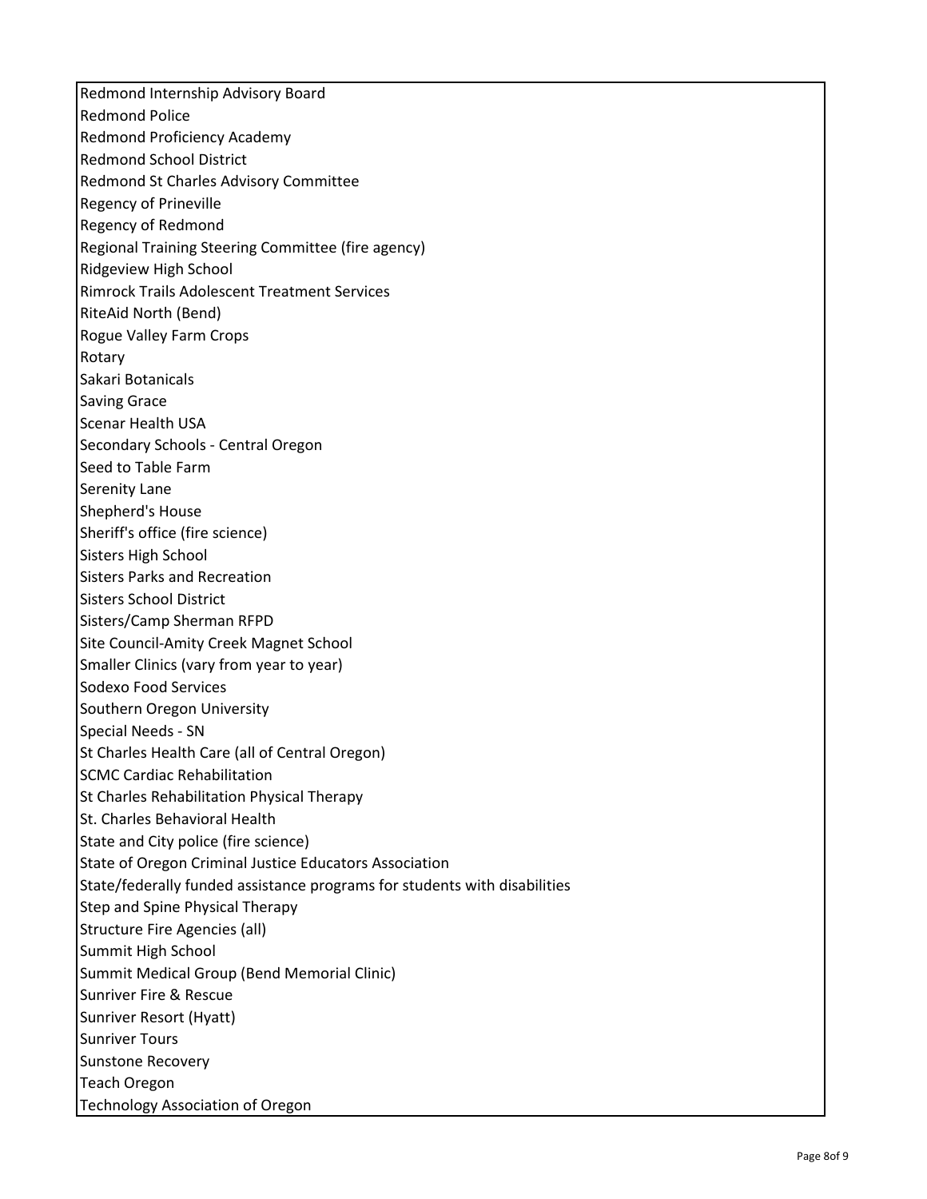| Redmond Internship Advisory Board |
| --- |
| Redmond Police |
| Redmond Proficiency Academy |
| Redmond School District |
| Redmond St Charles Advisory Committee |
| Regency of Prineville |
| Regency of Redmond |
| Regional Training Steering Committee (fire agency) |
| Ridgeview High School |
| Rimrock Trails Adolescent Treatment Services |
| RiteAid North (Bend) |
| Rogue Valley Farm Crops |
| Rotary |
| Sakari Botanicals |
| Saving Grace |
| Scenar Health USA |
| Secondary Schools - Central Oregon |
| Seed to Table Farm |
| Serenity Lane |
| Shepherd's House |
| Sheriff's office (fire science) |
| Sisters High School |
| Sisters Parks and Recreation |
| Sisters School District |
| Sisters/Camp Sherman RFPD |
| Site Council-Amity Creek Magnet School |
| Smaller Clinics (vary from year to year) |
| Sodexo Food Services |
| Southern Oregon University |
| Special Needs - SN |
| St Charles Health Care (all of Central Oregon) |
| SCMC Cardiac Rehabilitation |
| St Charles Rehabilitation Physical Therapy |
| St. Charles Behavioral Health |
| State and City police (fire science) |
| State of Oregon Criminal Justice Educators Association |
| State/federally funded assistance programs for students with disabilities |
| Step and Spine Physical Therapy |
| Structure Fire Agencies (all) |
| Summit High School |
| Summit Medical Group (Bend Memorial Clinic) |
| Sunriver Fire & Rescue |
| Sunriver Resort (Hyatt) |
| Sunriver Tours |
| Sunstone Recovery |
| Teach Oregon |
| Technology Association of Oregon |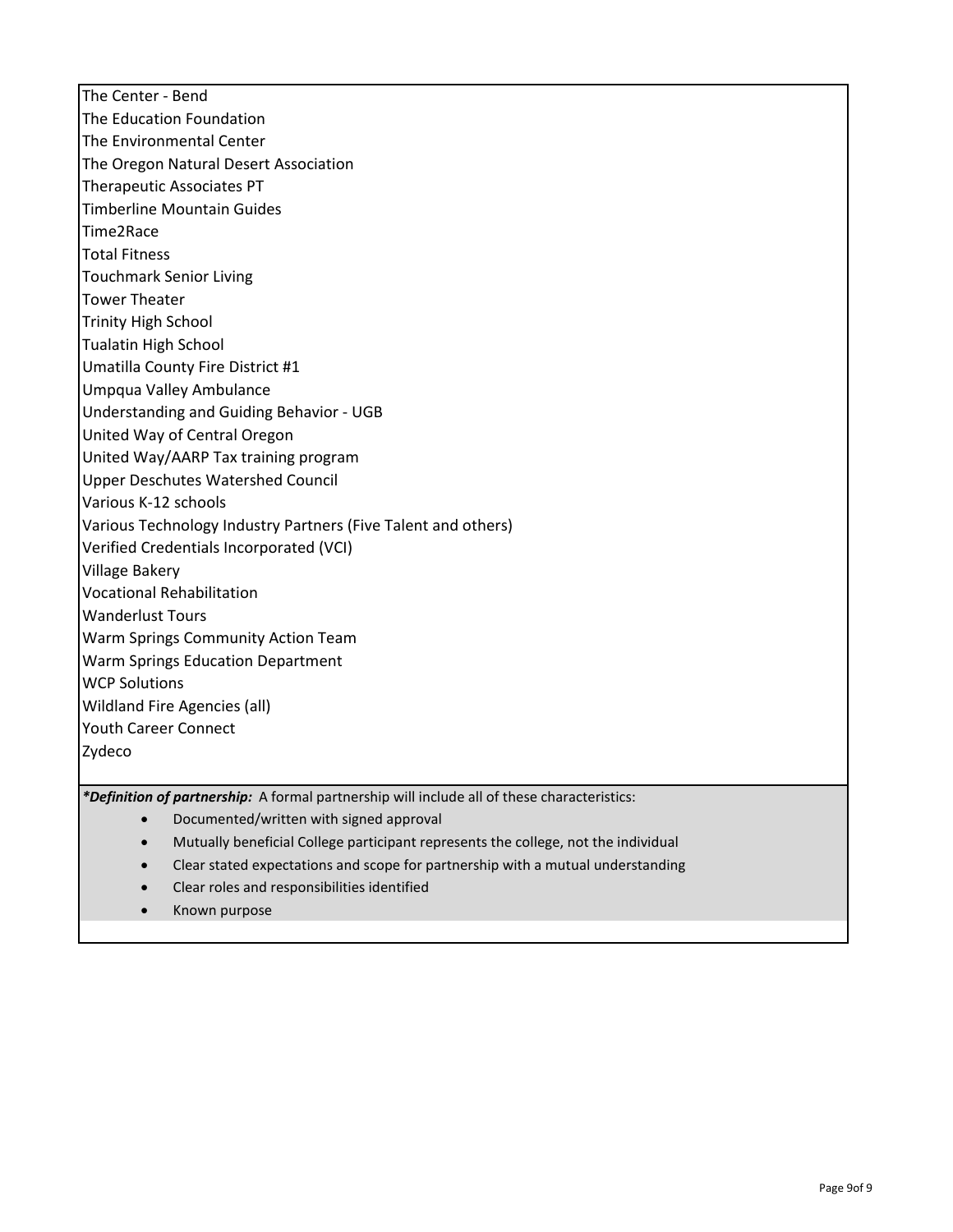The Center - Bend
The Education Foundation
The Environmental Center
The Oregon Natural Desert Association
Therapeutic Associates PT
Timberline Mountain Guides
Time2Race
Total Fitness
Touchmark Senior Living
Tower Theater
Trinity High School
Tualatin High School
Umatilla County Fire District #1
Umpqua Valley Ambulance
Understanding and Guiding Behavior - UGB
United Way of Central Oregon
United Way/AARP Tax training program
Upper Deschutes Watershed Council
Various K-12 schools
Various Technology Industry Partners (Five Talent and others)
Verified Credentials Incorporated (VCI)
Village Bakery
Vocational Rehabilitation
Wanderlust Tours
Warm Springs Community Action Team
Warm Springs Education Department
WCP Solutions
Wildland Fire Agencies (all)
Youth Career Connect
Zydeco

***Definition of partnership:*** A formal partnership will include all of these characteristics:

- Documented/written with signed approval
- Mutually beneficial College participant represents the college, not the individual
- Clear stated expectations and scope for partnership with a mutual understanding
- Clear roles and responsibilities identified
- Known purpose